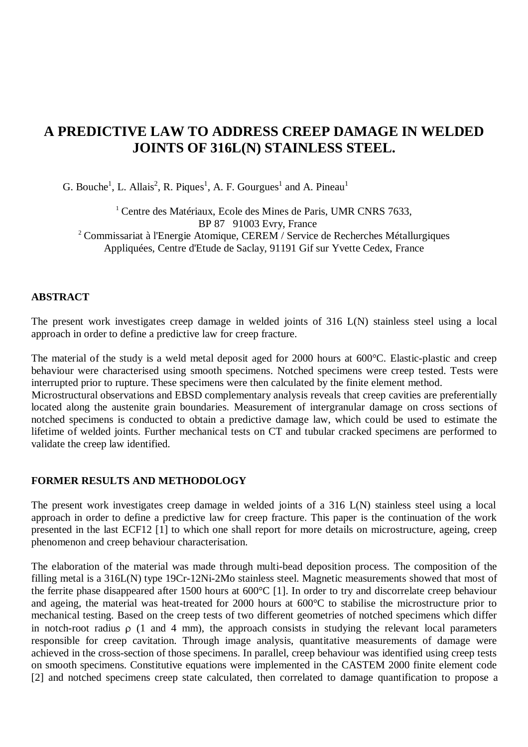# A PREDICTIVE LAW TO ADDRESS CREEP DAMAGE IN WELDED JOINTS OF 316L(N) STAINLESS STEEL.

G. Bouche[1], L. Allais[2], R. Piques[1], A. F. Gourgues[1] and A. Pineau[1]

[1] Centre des Matériaux, Ecole des Mines de Paris, UMR CNRS 7633, BP 87 91003 Evry, France
[2] Commissariat à l'Energie Atomique, CEREM / Service de Recherches Métallurgiques Appliquées, Centre d'Etude de Saclay, 91191 Gif sur Yvette Cedex, France

## ABSTRACT

The present work investigates creep damage in welded joints of 316 L(N) stainless steel using a local approach in order to define a predictive law for creep fracture.

The material of the study is a weld metal deposit aged for 2000 hours at 600°C. Elastic-plastic and creep behaviour were characterised using smooth specimens. Notched specimens were creep tested. Tests were interrupted prior to rupture. These specimens were then calculated by the finite element method.
Microstructural observations and EBSD complementary analysis reveals that creep cavities are preferentially located along the austenite grain boundaries. Measurement of intergranular damage on cross sections of notched specimens is conducted to obtain a predictive damage law, which could be used to estimate the lifetime of welded joints. Further mechanical tests on CT and tubular cracked specimens are performed to validate the creep law identified.

## FORMER RESULTS AND METHODOLOGY

The present work investigates creep damage in welded joints of a 316 L(N) stainless steel using a local approach in order to define a predictive law for creep fracture. This paper is the continuation of the work presented in the last ECF12 [1] to which one shall report for more details on microstructure, ageing, creep phenomenon and creep behaviour characterisation.

The elaboration of the material was made through multi-bead deposition process. The composition of the filling metal is a 316L(N) type 19Cr-12Ni-2Mo stainless steel. Magnetic measurements showed that most of the ferrite phase disappeared after 1500 hours at 600°C [1]. In order to try and discorrelate creep behaviour and ageing, the material was heat-treated for 2000 hours at 600°C to stabilise the microstructure prior to mechanical testing. Based on the creep tests of two different geometries of notched specimens which differ in notch-root radius $\rho$ (1 and 4 mm), the approach consists in studying the relevant local parameters responsible for creep cavitation. Through image analysis, quantitative measurements of damage were achieved in the cross-section of those specimens. In parallel, creep behaviour was identified using creep tests on smooth specimens. Constitutive equations were implemented in the CASTEM 2000 finite element code [2] and notched specimens creep state calculated, then correlated to damage quantification to propose a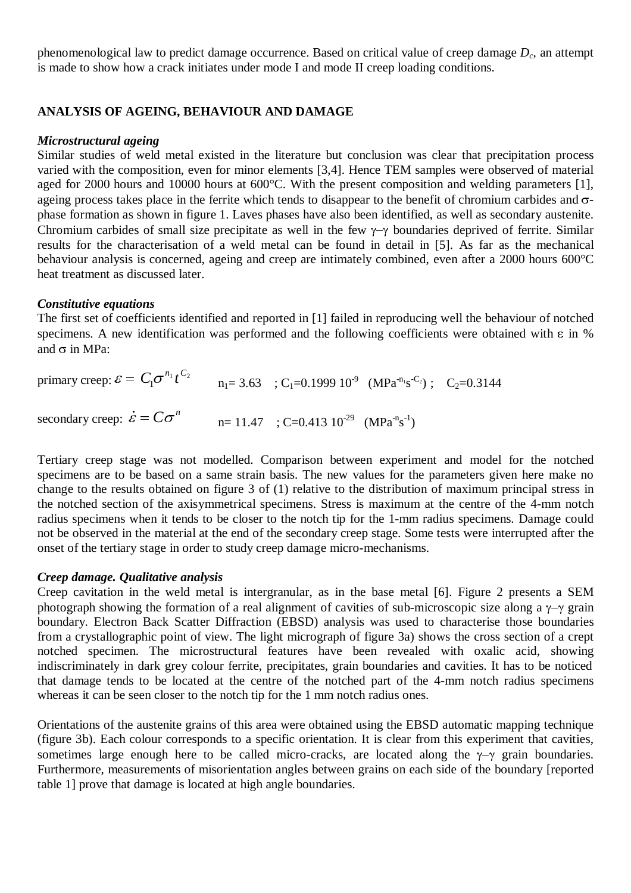phenomenological law to predict damage occurrence. Based on critical value of creep damage $D_c$, an attempt is made to show how a crack initiates under mode I and mode II creep loading conditions.

## ANALYSIS OF AGEING, BEHAVIOUR AND DAMAGE

### *Microstructural ageing*

Similar studies of weld metal existed in the literature but conclusion was clear that precipitation process varied with the composition, even for minor elements [3,4]. Hence TEM samples were observed of material aged for 2000 hours and 10000 hours at 600°C. With the present composition and welding parameters [1], ageing process takes place in the ferrite which tends to disappear to the benefit of chromium carbides and $\sigma$-phase formation as shown in figure 1. Laves phases have also been identified, as well as secondary austenite. Chromium carbides of small size precipitate as well in the few $\gamma$–$\gamma$ boundaries deprived of ferrite. Similar results for the characterisation of a weld metal can be found in detail in [5]. As far as the mechanical behaviour analysis is concerned, ageing and creep are intimately combined, even after a 2000 hours 600°C heat treatment as discussed later.

### *Constitutive equations*

The first set of coefficients identified and reported in [1] failed in reproducing well the behaviour of notched specimens. A new identification was performed and the following coefficients were obtained with $\varepsilon$ in % and $\sigma$ in MPa:

primary creep: $\varepsilon = C_1 \sigma^{n_1} t^{C_2}$ $n_1= 3.63$ ; $C_1=0.1999\ 10^{-9}$ $(\text{MPa}^{-n_1}\text{s}^{-C_2})$ ; $C_2=0.3144$

secondary creep: $\dot{\varepsilon} = C\sigma^n$ $n= 11.47$ ; $C=0.413\ 10^{-29}$ $(\text{MPa}^{-n}\text{s}^{-1})$

Tertiary creep stage was not modelled. Comparison between experiment and model for the notched specimens are to be based on a same strain basis. The new values for the parameters given here make no change to the results obtained on figure 3 of (1) relative to the distribution of maximum principal stress in the notched section of the axisymmetrical specimens. Stress is maximum at the centre of the 4-mm notch radius specimens when it tends to be closer to the notch tip for the 1-mm radius specimens. Damage could not be observed in the material at the end of the secondary creep stage. Some tests were interrupted after the onset of the tertiary stage in order to study creep damage micro-mechanisms.

### *Creep damage. Qualitative analysis*

Creep cavitation in the weld metal is intergranular, as in the base metal [6]. Figure 2 presents a SEM photograph showing the formation of a real alignment of cavities of sub-microscopic size along a $\gamma$–$\gamma$ grain boundary. Electron Back Scatter Diffraction (EBSD) analysis was used to characterise those boundaries from a crystallographic point of view. The light micrograph of figure 3a) shows the cross section of a crept notched specimen. The microstructural features have been revealed with oxalic acid, showing indiscriminately in dark grey colour ferrite, precipitates, grain boundaries and cavities. It has to be noticed that damage tends to be located at the centre of the notched part of the 4-mm notch radius specimens whereas it can be seen closer to the notch tip for the 1 mm notch radius ones.

Orientations of the austenite grains of this area were obtained using the EBSD automatic mapping technique (figure 3b). Each colour corresponds to a specific orientation. It is clear from this experiment that cavities, sometimes large enough here to be called micro-cracks, are located along the $\gamma$–$\gamma$ grain boundaries. Furthermore, measurements of misorientation angles between grains on each side of the boundary [reported table 1] prove that damage is located at high angle boundaries.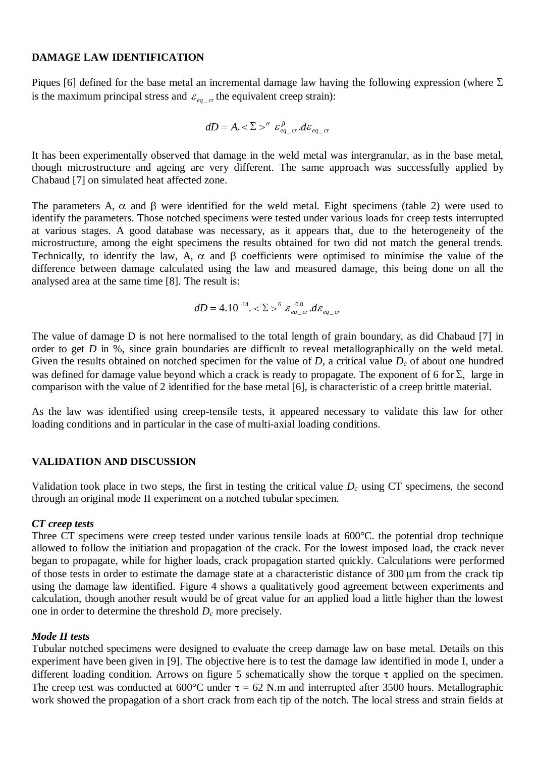## DAMAGE LAW IDENTIFICATION

Piques [6] defined for the base metal an incremental damage law having the following expression (where $\Sigma$ is the maximum principal stress and $\varepsilon_{eq\_cr}$ the equivalent creep strain):

$$dD = A. < \Sigma >^{\alpha} \ \varepsilon_{eq\_cr}^{\beta} . d\varepsilon_{eq\_cr}$$

It has been experimentally observed that damage in the weld metal was intergranular, as in the base metal, though microstructure and ageing are very different. The same approach was successfully applied by Chabaud [7] on simulated heat affected zone.

The parameters A, $\alpha$ and $\beta$ were identified for the weld metal. Eight specimens (table 2) were used to identify the parameters. Those notched specimens were tested under various loads for creep tests interrupted at various stages. A good database was necessary, as it appears that, due to the heterogeneity of the microstructure, among the eight specimens the results obtained for two did not match the general trends. Technically, to identify the law, A, $\alpha$ and $\beta$ coefficients were optimised to minimise the value of the difference between damage calculated using the law and measured damage, this being done on all the analysed area at the same time [8]. The result is:

$$dD = 4.10^{-14} . < \Sigma >^{6} \ \varepsilon_{eq\_cr}^{-0.8} . d\varepsilon_{eq\_cr}$$

The value of damage D is not here normalised to the total length of grain boundary, as did Chabaud [7] in order to get $D$ in %, since grain boundaries are difficult to reveal metallographically on the weld metal. Given the results obtained on notched specimen for the value of $D$, a critical value $D_c$ of about one hundred was defined for damage value beyond which a crack is ready to propagate. The exponent of 6 for $\Sigma$, large in comparison with the value of 2 identified for the base metal [6], is characteristic of a creep brittle material.

As the law was identified using creep-tensile tests, it appeared necessary to validate this law for other loading conditions and in particular in the case of multi-axial loading conditions.

## VALIDATION AND DISCUSSION

Validation took place in two steps, the first in testing the critical value $D_c$ using CT specimens, the second through an original mode II experiment on a notched tubular specimen.

### *CT creep tests*

Three CT specimens were creep tested under various tensile loads at 600°C. the potential drop technique allowed to follow the initiation and propagation of the crack. For the lowest imposed load, the crack never began to propagate, while for higher loads, crack propagation started quickly. Calculations were performed of those tests in order to estimate the damage state at a characteristic distance of 300 µm from the crack tip using the damage law identified. Figure 4 shows a qualitatively good agreement between experiments and calculation, though another result would be of great value for an applied load a little higher than the lowest one in order to determine the threshold $D_c$ more precisely.

### *Mode II tests*

Tubular notched specimens were designed to evaluate the creep damage law on base metal. Details on this experiment have been given in [9]. The objective here is to test the damage law identified in mode I, under a different loading condition. Arrows on figure 5 schematically show the torque $\tau$ applied on the specimen. The creep test was conducted at 600°C under $\tau$ = 62 N.m and interrupted after 3500 hours. Metallographic work showed the propagation of a short crack from each tip of the notch. The local stress and strain fields at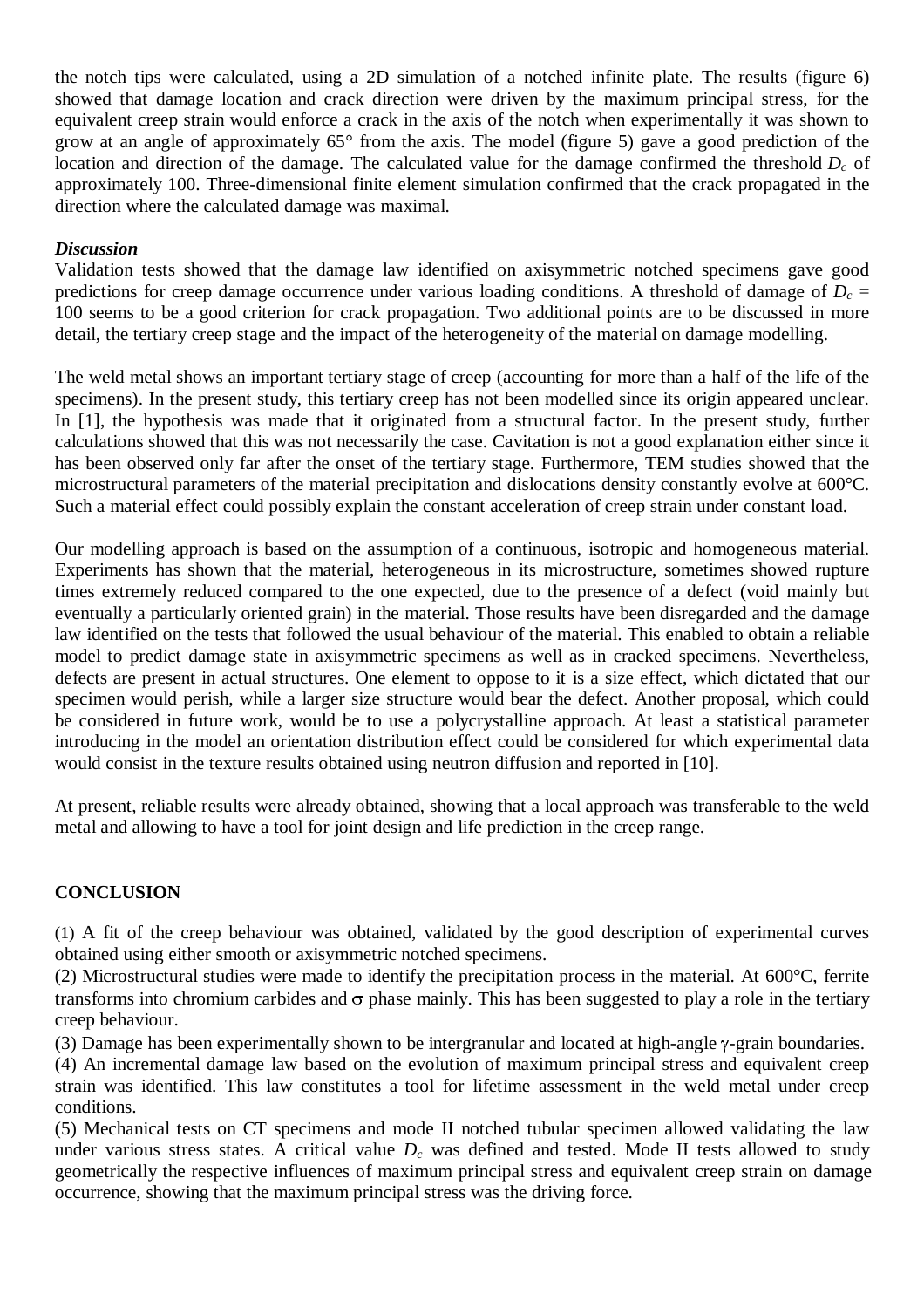the notch tips were calculated, using a 2D simulation of a notched infinite plate. The results (figure 6) showed that damage location and crack direction were driven by the maximum principal stress, for the equivalent creep strain would enforce a crack in the axis of the notch when experimentally it was shown to grow at an angle of approximately 65° from the axis. The model (figure 5) gave a good prediction of the location and direction of the damage. The calculated value for the damage confirmed the threshold $D_c$ of approximately 100. Three-dimensional finite element simulation confirmed that the crack propagated in the direction where the calculated damage was maximal.

### *Discussion*

Validation tests showed that the damage law identified on axisymmetric notched specimens gave good predictions for creep damage occurrence under various loading conditions. A threshold of damage of $D_c$ = 100 seems to be a good criterion for crack propagation. Two additional points are to be discussed in more detail, the tertiary creep stage and the impact of the heterogeneity of the material on damage modelling.

The weld metal shows an important tertiary stage of creep (accounting for more than a half of the life of the specimens). In the present study, this tertiary creep has not been modelled since its origin appeared unclear. In [1], the hypothesis was made that it originated from a structural factor. In the present study, further calculations showed that this was not necessarily the case. Cavitation is not a good explanation either since it has been observed only far after the onset of the tertiary stage. Furthermore, TEM studies showed that the microstructural parameters of the material precipitation and dislocations density constantly evolve at 600°C. Such a material effect could possibly explain the constant acceleration of creep strain under constant load.

Our modelling approach is based on the assumption of a continuous, isotropic and homogeneous material. Experiments has shown that the material, heterogeneous in its microstructure, sometimes showed rupture times extremely reduced compared to the one expected, due to the presence of a defect (void mainly but eventually a particularly oriented grain) in the material. Those results have been disregarded and the damage law identified on the tests that followed the usual behaviour of the material. This enabled to obtain a reliable model to predict damage state in axisymmetric specimens as well as in cracked specimens. Nevertheless, defects are present in actual structures. One element to oppose to it is a size effect, which dictated that our specimen would perish, while a larger size structure would bear the defect. Another proposal, which could be considered in future work, would be to use a polycrystalline approach. At least a statistical parameter introducing in the model an orientation distribution effect could be considered for which experimental data would consist in the texture results obtained using neutron diffusion and reported in [10].

At present, reliable results were already obtained, showing that a local approach was transferable to the weld metal and allowing to have a tool for joint design and life prediction in the creep range.

## CONCLUSION

(1) A fit of the creep behaviour was obtained, validated by the good description of experimental curves obtained using either smooth or axisymmetric notched specimens.
(2) Microstructural studies were made to identify the precipitation process in the material. At 600°C, ferrite transforms into chromium carbides and $\sigma$ phase mainly. This has been suggested to play a role in the tertiary creep behaviour.
(3) Damage has been experimentally shown to be intergranular and located at high-angle $\gamma$-grain boundaries.
(4) An incremental damage law based on the evolution of maximum principal stress and equivalent creep strain was identified. This law constitutes a tool for lifetime assessment in the weld metal under creep conditions.
(5) Mechanical tests on CT specimens and mode II notched tubular specimen allowed validating the law under various stress states. A critical value $D_c$ was defined and tested. Mode II tests allowed to study geometrically the respective influences of maximum principal stress and equivalent creep strain on damage occurrence, showing that the maximum principal stress was the driving force.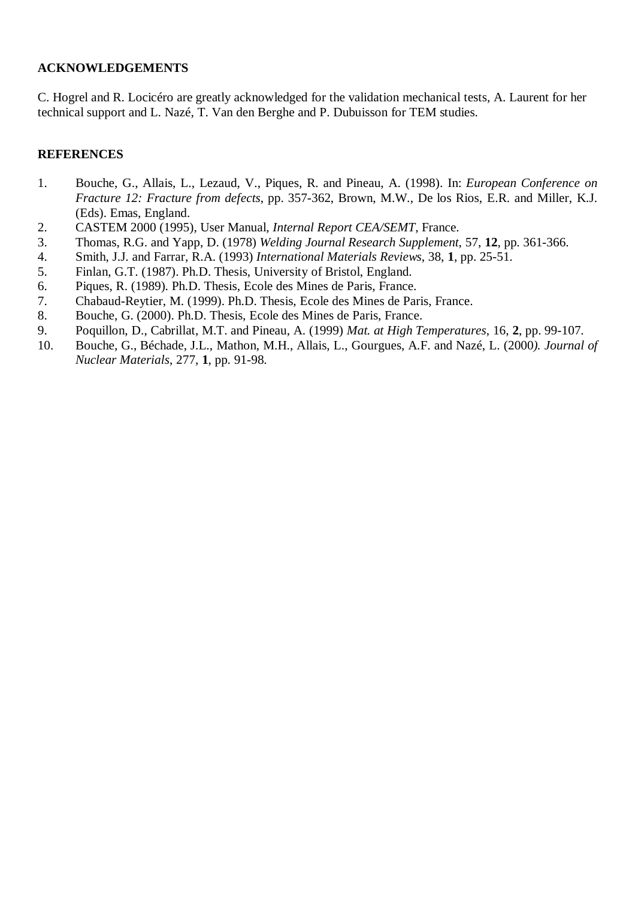## ACKNOWLEDGEMENTS

C. Hogrel and R. Locicéro are greatly acknowledged for the validation mechanical tests, A. Laurent for her technical support and L. Nazé, T. Van den Berghe and P. Dubuisson for TEM studies.

## REFERENCES

1. Bouche, G., Allais, L., Lezaud, V., Piques, R. and Pineau, A. (1998). In: *European Conference on Fracture 12: Fracture from defects*, pp. 357-362, Brown, M.W., De los Rios, E.R. and Miller, K.J. (Eds). Emas, England.
2. CASTEM 2000 (1995), User Manual, *Internal Report CEA/SEMT*, France.
3. Thomas, R.G. and Yapp, D. (1978) *Welding Journal Research Supplement*, 57, **12**, pp. 361-366.
4. Smith, J.J. and Farrar, R.A. (1993) *International Materials Reviews*, 38, **1**, pp. 25-51.
5. Finlan, G.T. (1987). Ph.D. Thesis, University of Bristol, England.
6. Piques, R. (1989). Ph.D. Thesis, Ecole des Mines de Paris, France.
7. Chabaud-Reytier, M. (1999). Ph.D. Thesis, Ecole des Mines de Paris, France.
8. Bouche, G. (2000). Ph.D. Thesis, Ecole des Mines de Paris, France.
9. Poquillon, D., Cabrillat, M.T. and Pineau, A. (1999) *Mat. at High Temperatures*, 16, **2**, pp. 99-107.
10. Bouche, G., Béchade, J.L., Mathon, M.H., Allais, L., Gourgues, A.F. and Nazé, L. (2000*). Journal of Nuclear Materials*, 277, **1**, pp. 91-98.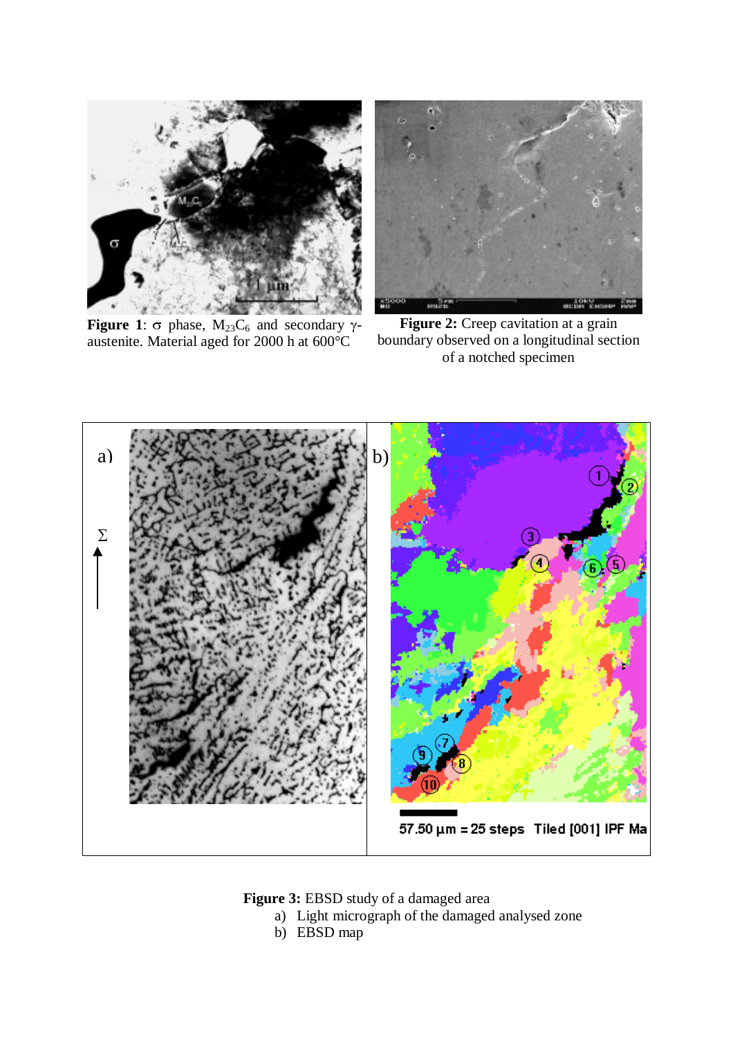**Figure 1**: σ phase, $M_{23}C_6$ and secondary γ-austenite. Material aged for 2000 h at 600°C

**Figure 2:** Creep cavitation at a grain boundary observed on a longitudinal section of a notched specimen

**Figure 3:** EBSD study of a damaged area

a) Light micrograph of the damaged analysed zone

b) EBSD map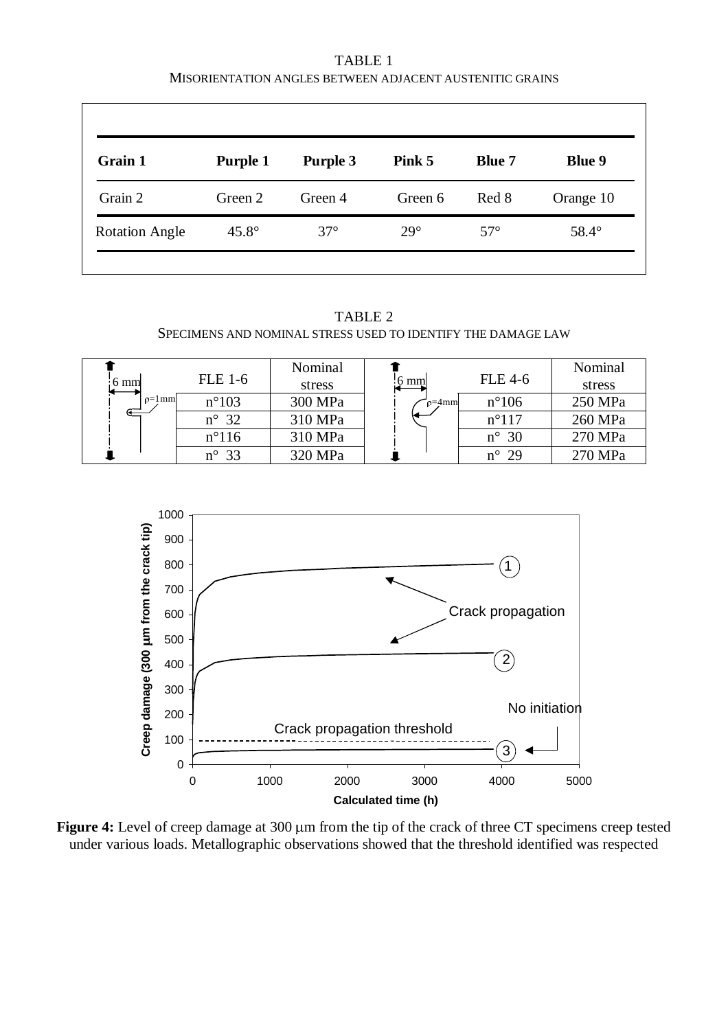TABLE 1

MISORIENTATION ANGLES BETWEEN ADJACENT AUSTENITIC GRAINS

| **Grain 1** | **Purple 1** | **Purple 3** | **Pink 5** | **Blue 7** | **Blue 9** |
|---|---|---|---|---|---|
| Grain 2 | Green 2 | Green 4 | Green 6 | Red 8 | Orange 10 |
| Rotation Angle | 45.8° | 37° | 29° | 57° | 58.4° |

TABLE 2

SPECIMENS AND NOMINAL STRESS USED TO IDENTIFY THE DAMAGE LAW

| 6 mm, ρ=1mm | FLE 1-6 | Nominal stress | 6 mm, ρ=4mm | FLE 4-6 | Nominal stress |
|---|---|---|---|---|---|
| | n°103 | 300 MPa | | n°106 | 250 MPa |
| | n° 32 | 310 MPa | | n°117 | 260 MPa |
| | n°116 | 310 MPa | | n° 30 | 270 MPa |
| | n° 33 | 320 MPa | | n° 29 | 270 MPa |

**Figure 4:** Level of creep damage at 300 μm from the tip of the crack of three CT specimens creep tested under various loads. Metallographic observations showed that the threshold identified was respected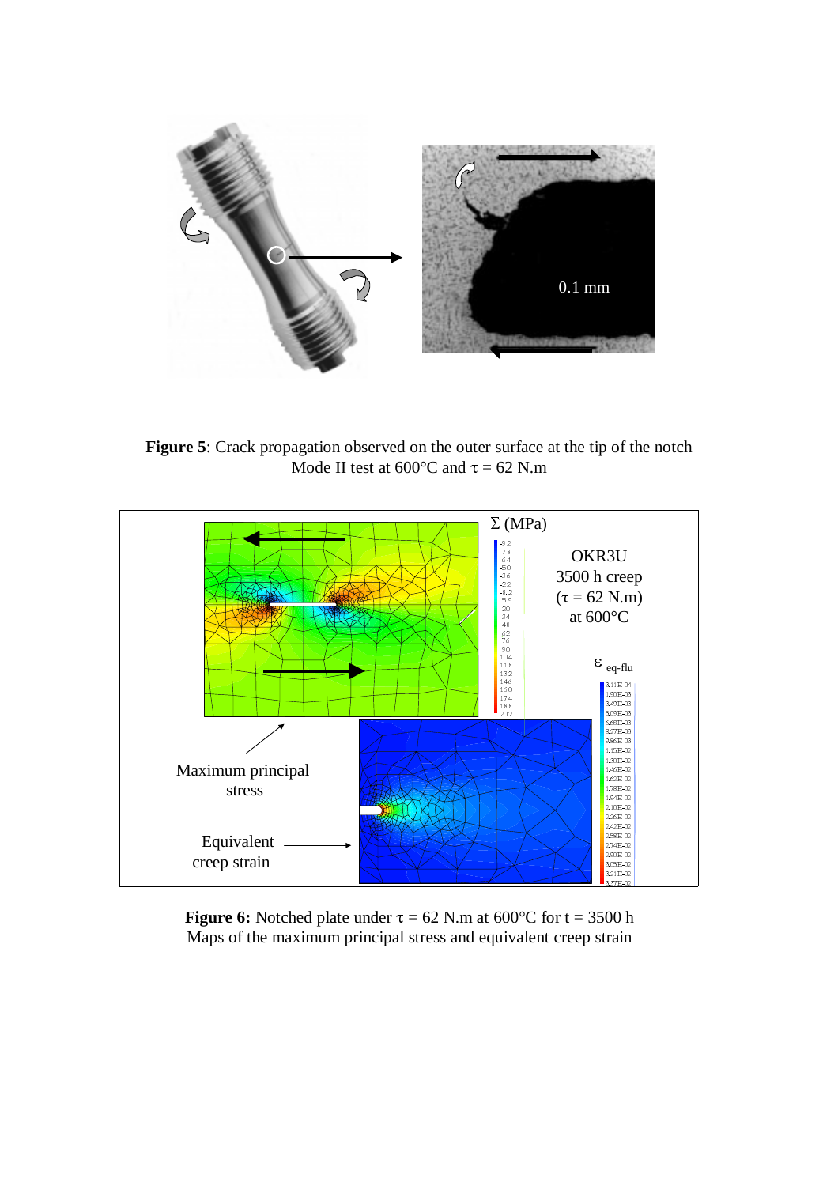**Figure 5**: Crack propagation observed on the outer surface at the tip of the notch
Mode II test at 600°C and $\tau$ = 62 N.m

**Figure 6:** Notched plate under $\tau$ = 62 N.m at 600°C for t = 3500 h
Maps of the maximum principal stress and equivalent creep strain